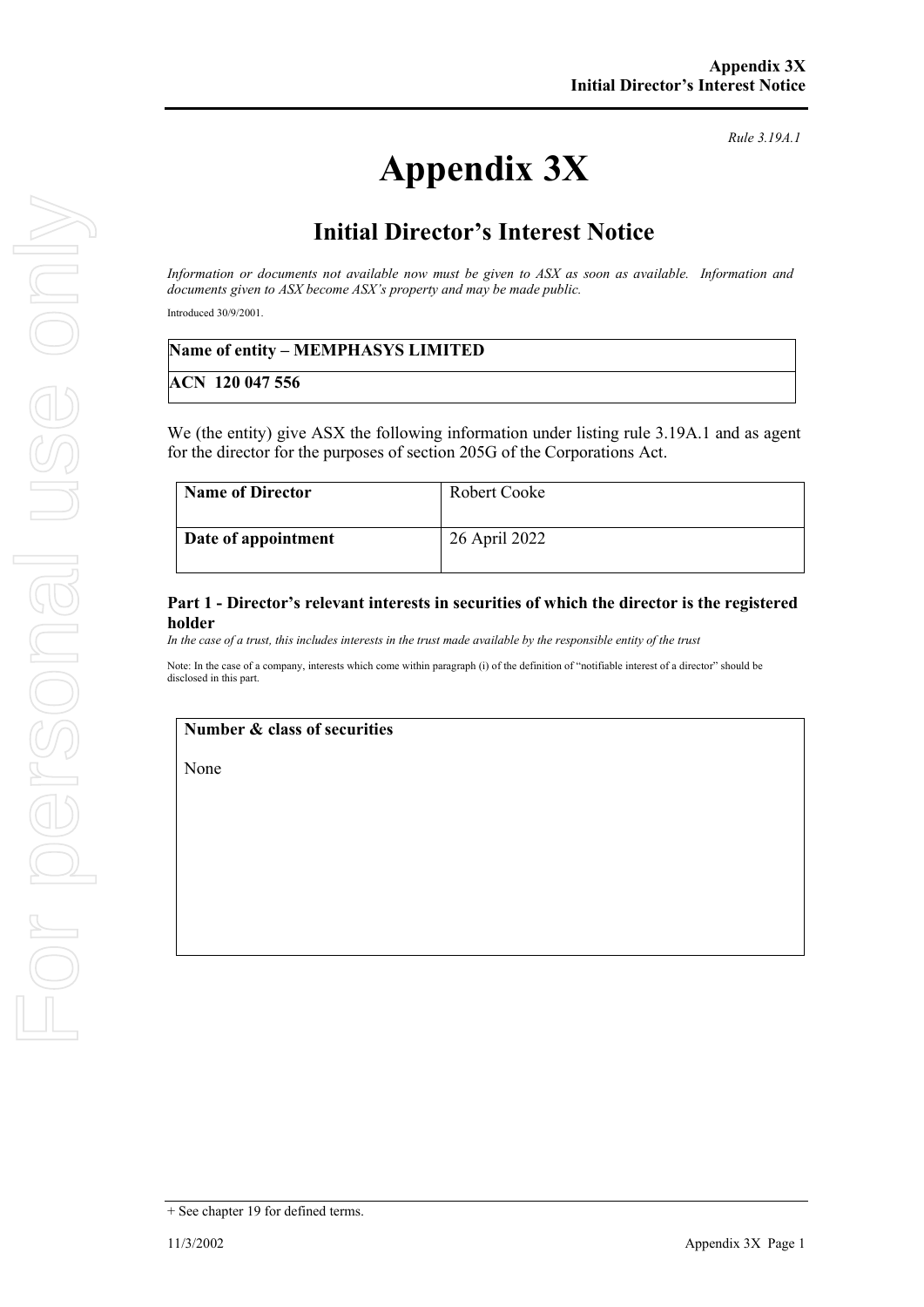*Rule 3.19A.1*

# Appendix 3X

## Initial Director's Interest Notice

*Information or documents not available now must be given to ASX as soon as available. Information and documents given to ASX become ASX's property and may be made public.*

Introduced 30/9/2001.

| **Name of entity – MEMPHASYS LIMITED** |
|---|
| **ACN 120 047 556** |

We (the entity) give ASX the following information under listing rule 3.19A.1 and as agent for the director for the purposes of section 205G of the Corporations Act.

| **Name of Director** | Robert Cooke |
|---|---|
| **Date of appointment** | 26 April 2022 |

### Part 1 - Director's relevant interests in securities of which the director is the registered holder

*In the case of a trust, this includes interests in the trust made available by the responsible entity of the trust*

Note: In the case of a company, interests which come within paragraph (i) of the definition of "notifiable interest of a director" should be disclosed in this part.

| **Number & class of securities** |
|---|
| None |

+ See chapter 19 for defined terms.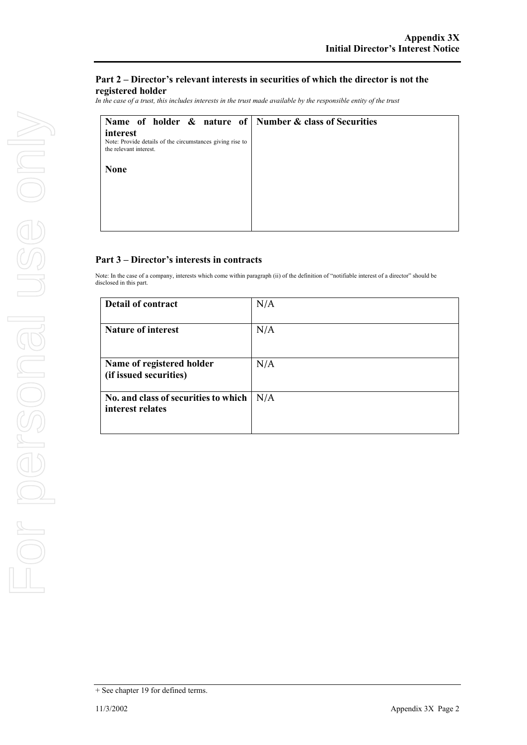## Part 2 – Director's relevant interests in securities of which the director is not the registered holder

*In the case of a trust, this includes interests in the trust made available by the responsible entity of the trust*

| **Name of holder & nature of interest**<br>Note: Provide details of the circumstances giving rise to the relevant interest. | **Number & class of Securities** |
|---|---|
| **None** | |

## Part 3 – Director's interests in contracts

Note: In the case of a company, interests which come within paragraph (ii) of the definition of "notifiable interest of a director" should be disclosed in this part.

| | |
|---|---|
| **Detail of contract** | N/A |
| **Nature of interest** | N/A |
| **Name of registered holder (if issued securities)** | N/A |
| **No. and class of securities to which interest relates** | N/A |

+ See chapter 19 for defined terms.